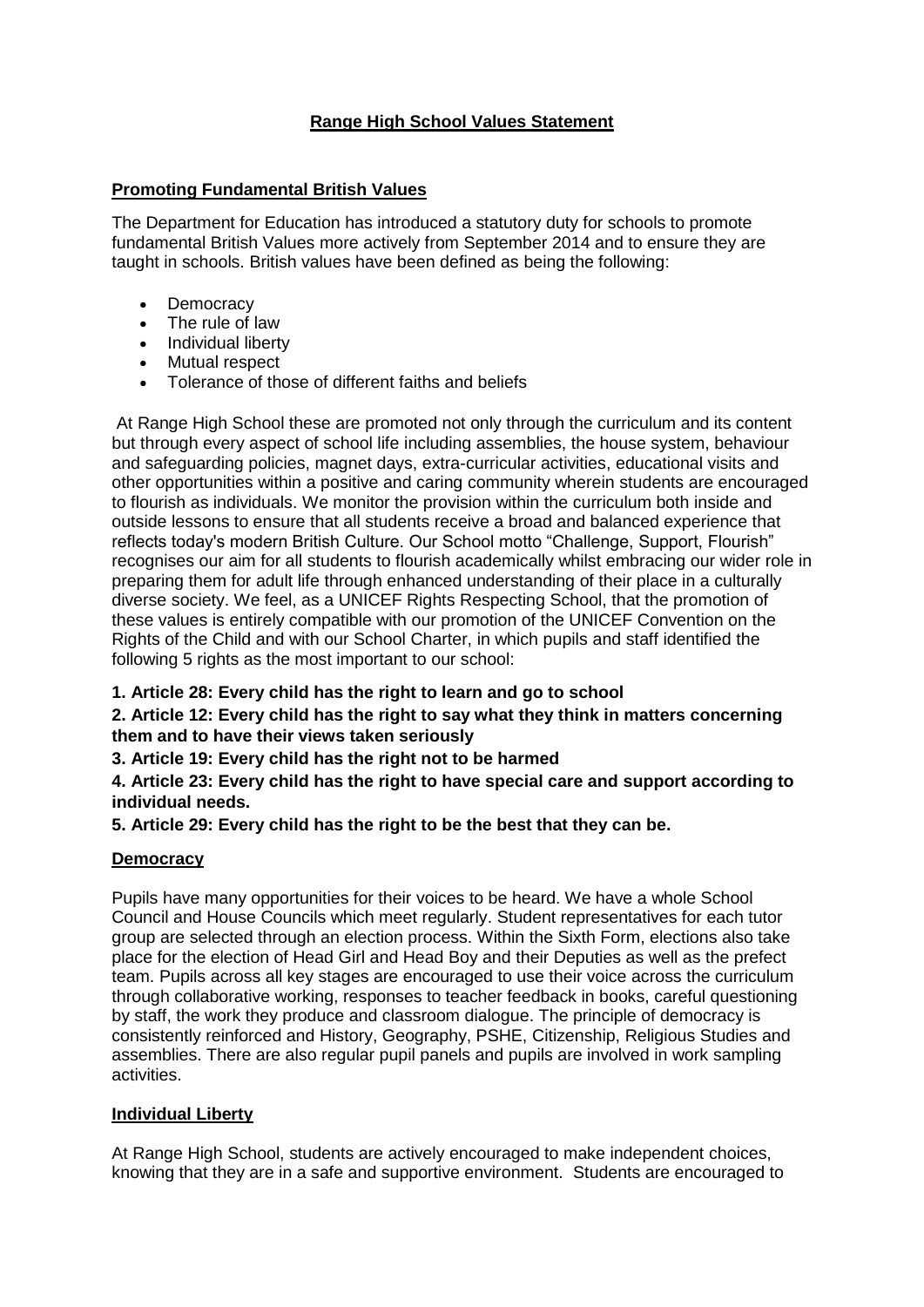# Range High School Values Statement

## Promoting Fundamental British Values

The Department for Education has introduced a statutory duty for schools to promote fundamental British Values more actively from September 2014 and to ensure they are taught in schools. British values have been defined as being the following:

- Democracy
- The rule of law
- Individual liberty
- Mutual respect
- Tolerance of those of different faiths and beliefs

At Range High School these are promoted not only through the curriculum and its content but through every aspect of school life including assemblies, the house system, behaviour and safeguarding policies, magnet days, extra-curricular activities, educational visits and other opportunities within a positive and caring community wherein students are encouraged to flourish as individuals. We monitor the provision within the curriculum both inside and outside lessons to ensure that all students receive a broad and balanced experience that reflects today's modern British Culture. Our School motto "Challenge, Support, Flourish" recognises our aim for all students to flourish academically whilst embracing our wider role in preparing them for adult life through enhanced understanding of their place in a culturally diverse society. We feel, as a UNICEF Rights Respecting School, that the promotion of these values is entirely compatible with our promotion of the UNICEF Convention on the Rights of the Child and with our School Charter, in which pupils and staff identified the following 5 rights as the most important to our school:

**1. Article 28: Every child has the right to learn and go to school**

**2. Article 12: Every child has the right to say what they think in matters concerning them and to have their views taken seriously**

**3. Article 19: Every child has the right not to be harmed**

**4. Article 23: Every child has the right to have special care and support according to individual needs.**

**5. Article 29: Every child has the right to be the best that they can be.**

## Democracy

Pupils have many opportunities for their voices to be heard. We have a whole School Council and House Councils which meet regularly. Student representatives for each tutor group are selected through an election process. Within the Sixth Form, elections also take place for the election of Head Girl and Head Boy and their Deputies as well as the prefect team. Pupils across all key stages are encouraged to use their voice across the curriculum through collaborative working, responses to teacher feedback in books, careful questioning by staff, the work they produce and classroom dialogue. The principle of democracy is consistently reinforced and History, Geography, PSHE, Citizenship, Religious Studies and assemblies. There are also regular pupil panels and pupils are involved in work sampling activities.

## Individual Liberty

At Range High School, students are actively encouraged to make independent choices, knowing that they are in a safe and supportive environment. Students are encouraged to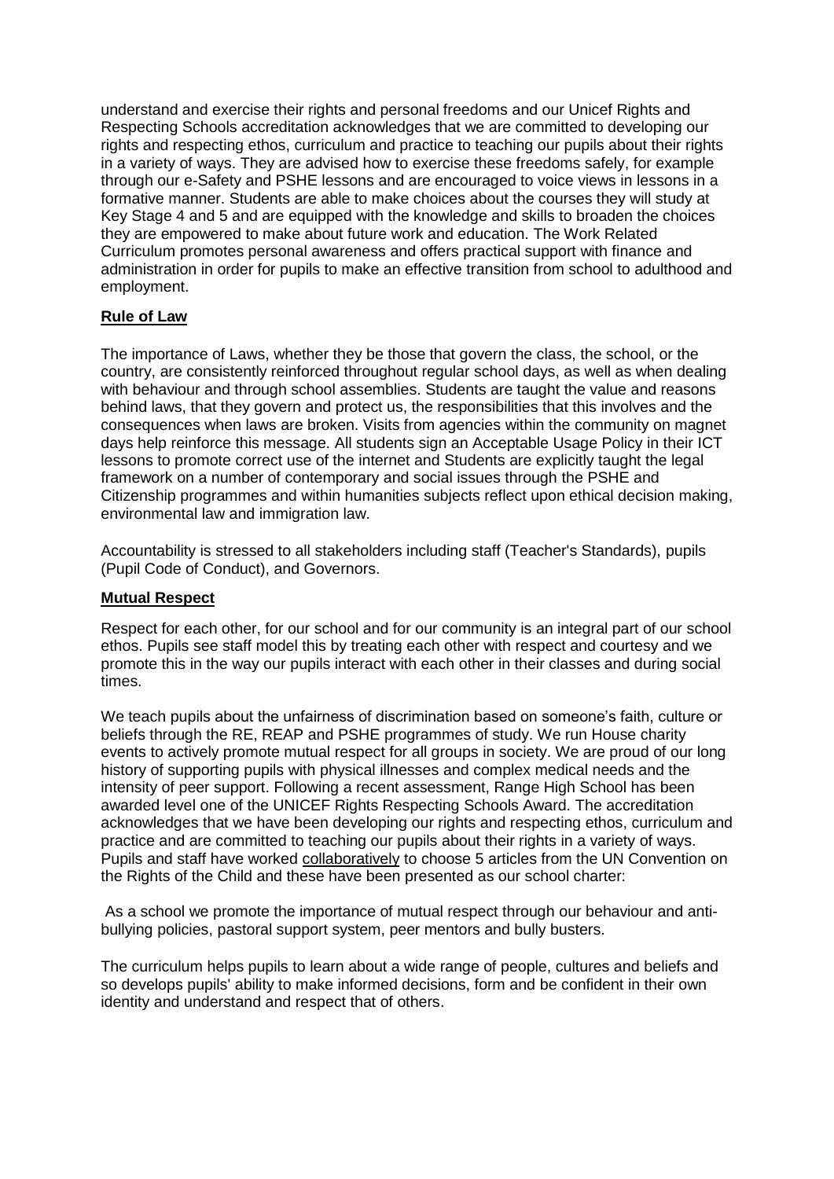understand and exercise their rights and personal freedoms and our Unicef Rights and Respecting Schools accreditation acknowledges that we are committed to developing our rights and respecting ethos, curriculum and practice to teaching our pupils about their rights in a variety of ways. They are advised how to exercise these freedoms safely, for example through our e-Safety and PSHE lessons and are encouraged to voice views in lessons in a formative manner. Students are able to make choices about the courses they will study at Key Stage 4 and 5 and are equipped with the knowledge and skills to broaden the choices they are empowered to make about future work and education. The Work Related Curriculum promotes personal awareness and offers practical support with finance and administration in order for pupils to make an effective transition from school to adulthood and employment.

## Rule of Law

The importance of Laws, whether they be those that govern the class, the school, or the country, are consistently reinforced throughout regular school days, as well as when dealing with behaviour and through school assemblies. Students are taught the value and reasons behind laws, that they govern and protect us, the responsibilities that this involves and the consequences when laws are broken. Visits from agencies within the community on magnet days help reinforce this message. All students sign an Acceptable Usage Policy in their ICT lessons to promote correct use of the internet and Students are explicitly taught the legal framework on a number of contemporary and social issues through the PSHE and Citizenship programmes and within humanities subjects reflect upon ethical decision making, environmental law and immigration law.

Accountability is stressed to all stakeholders including staff (Teacher's Standards), pupils (Pupil Code of Conduct), and Governors.

## Mutual Respect

Respect for each other, for our school and for our community is an integral part of our school ethos. Pupils see staff model this by treating each other with respect and courtesy and we promote this in the way our pupils interact with each other in their classes and during social times.

We teach pupils about the unfairness of discrimination based on someone's faith, culture or beliefs through the RE, REAP and PSHE programmes of study. We run House charity events to actively promote mutual respect for all groups in society. We are proud of our long history of supporting pupils with physical illnesses and complex medical needs and the intensity of peer support. Following a recent assessment, Range High School has been awarded level one of the UNICEF Rights Respecting Schools Award. The accreditation acknowledges that we have been developing our rights and respecting ethos, curriculum and practice and are committed to teaching our pupils about their rights in a variety of ways. Pupils and staff have worked collaboratively to choose 5 articles from the UN Convention on the Rights of the Child and these have been presented as our school charter:

As a school we promote the importance of mutual respect through our behaviour and anti-bullying policies, pastoral support system, peer mentors and bully busters.

The curriculum helps pupils to learn about a wide range of people, cultures and beliefs and so develops pupils' ability to make informed decisions, form and be confident in their own identity and understand and respect that of others.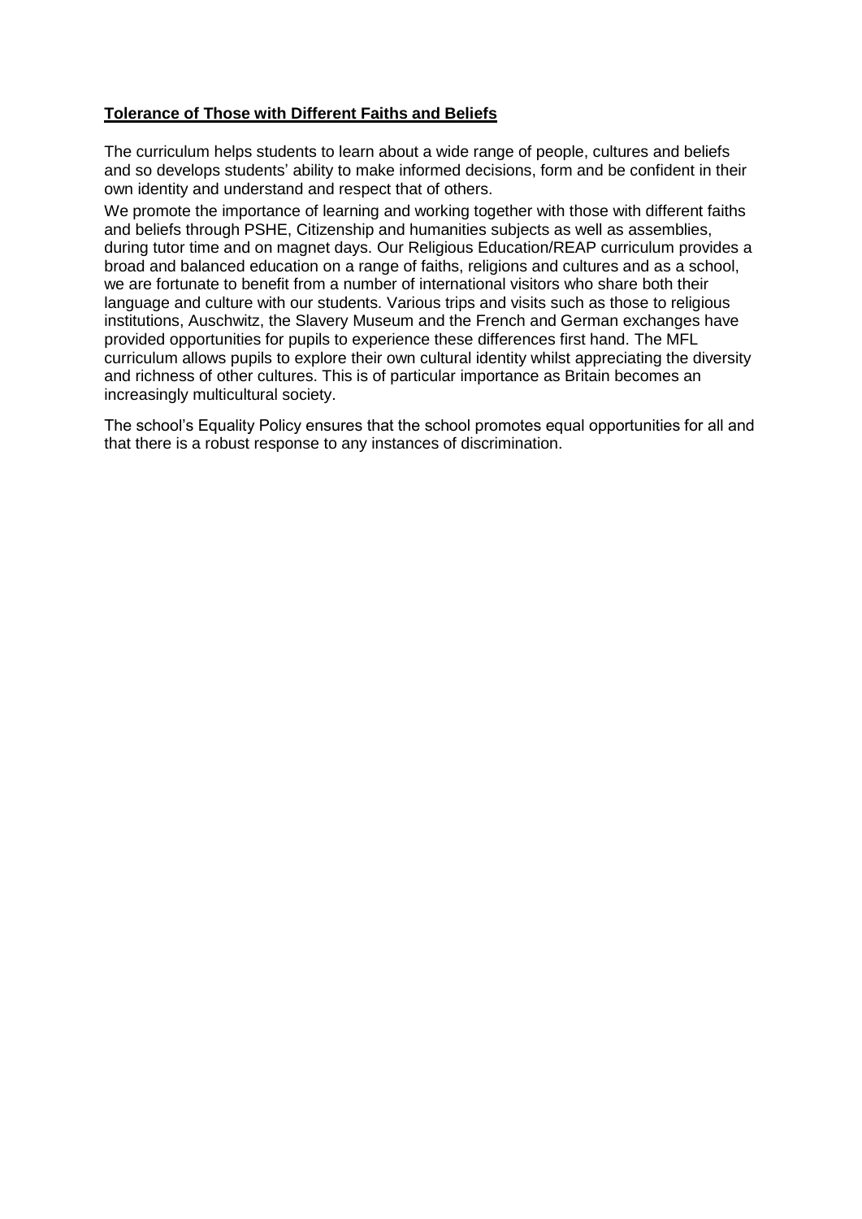**Tolerance of Those with Different Faiths and Beliefs**

The curriculum helps students to learn about a wide range of people, cultures and beliefs and so develops students' ability to make informed decisions, form and be confident in their own identity and understand and respect that of others.

We promote the importance of learning and working together with those with different faiths and beliefs through PSHE, Citizenship and humanities subjects as well as assemblies, during tutor time and on magnet days. Our Religious Education/REAP curriculum provides a broad and balanced education on a range of faiths, religions and cultures and as a school, we are fortunate to benefit from a number of international visitors who share both their language and culture with our students. Various trips and visits such as those to religious institutions, Auschwitz, the Slavery Museum and the French and German exchanges have provided opportunities for pupils to experience these differences first hand. The MFL curriculum allows pupils to explore their own cultural identity whilst appreciating the diversity and richness of other cultures. This is of particular importance as Britain becomes an increasingly multicultural society.

The school's Equality Policy ensures that the school promotes equal opportunities for all and that there is a robust response to any instances of discrimination.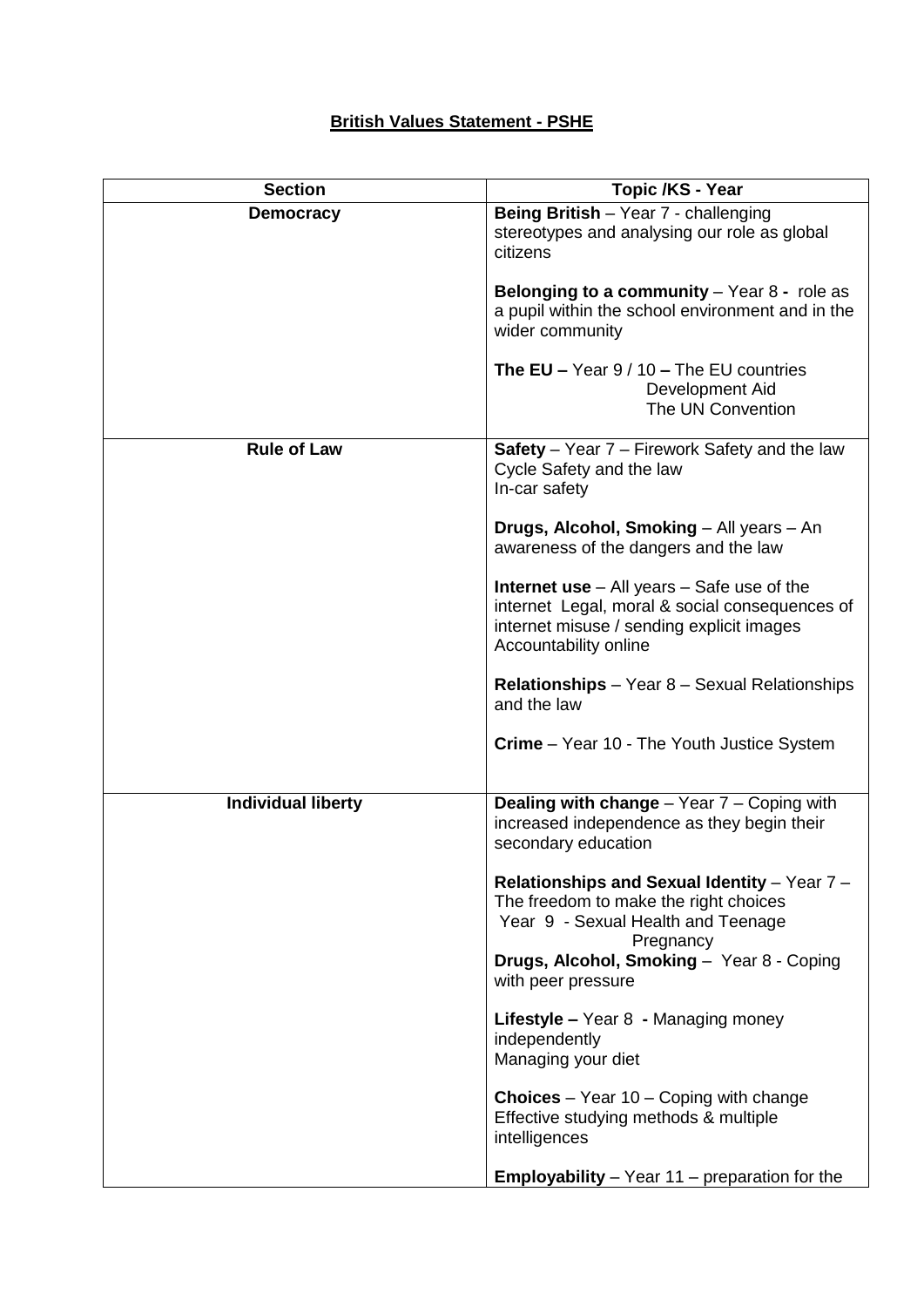**British Values Statement - PSHE**

| Section | Topic /KS - Year |
|---|---|
| **Democracy** | **Being British** – Year 7 - challenging stereotypes and analysing our role as global citizens<br><br>**Belonging to a community** – Year 8 **-** role as a pupil within the school environment and in the wider community<br><br>**The EU –** Year 9 / 10 **–** The EU countries<br>Development Aid<br>The UN Convention |
| **Rule of Law** | **Safety** – Year 7 – Firework Safety and the law<br>Cycle Safety and the law<br>In-car safety<br><br>**Drugs, Alcohol, Smoking** – All years – An awareness of the dangers and the law<br><br>**Internet use** – All years – Safe use of the internet Legal, moral & social consequences of internet misuse / sending explicit images<br>Accountability online<br><br>**Relationships** – Year 8 – Sexual Relationships and the law<br><br>**Crime** – Year 10 - The Youth Justice System |
| **Individual liberty** | **Dealing with change** – Year 7 – Coping with increased independence as they begin their secondary education<br><br>**Relationships and Sexual Identity** – Year 7 – The freedom to make the right choices<br>Year 9 - Sexual Health and Teenage Pregnancy<br>**Drugs, Alcohol, Smoking** – Year 8 - Coping with peer pressure<br><br>**Lifestyle –** Year 8 **-** Managing money independently<br>Managing your diet<br><br>**Choices** – Year 10 – Coping with change<br>Effective studying methods & multiple intelligences<br><br>**Employability** – Year 11 – preparation for the |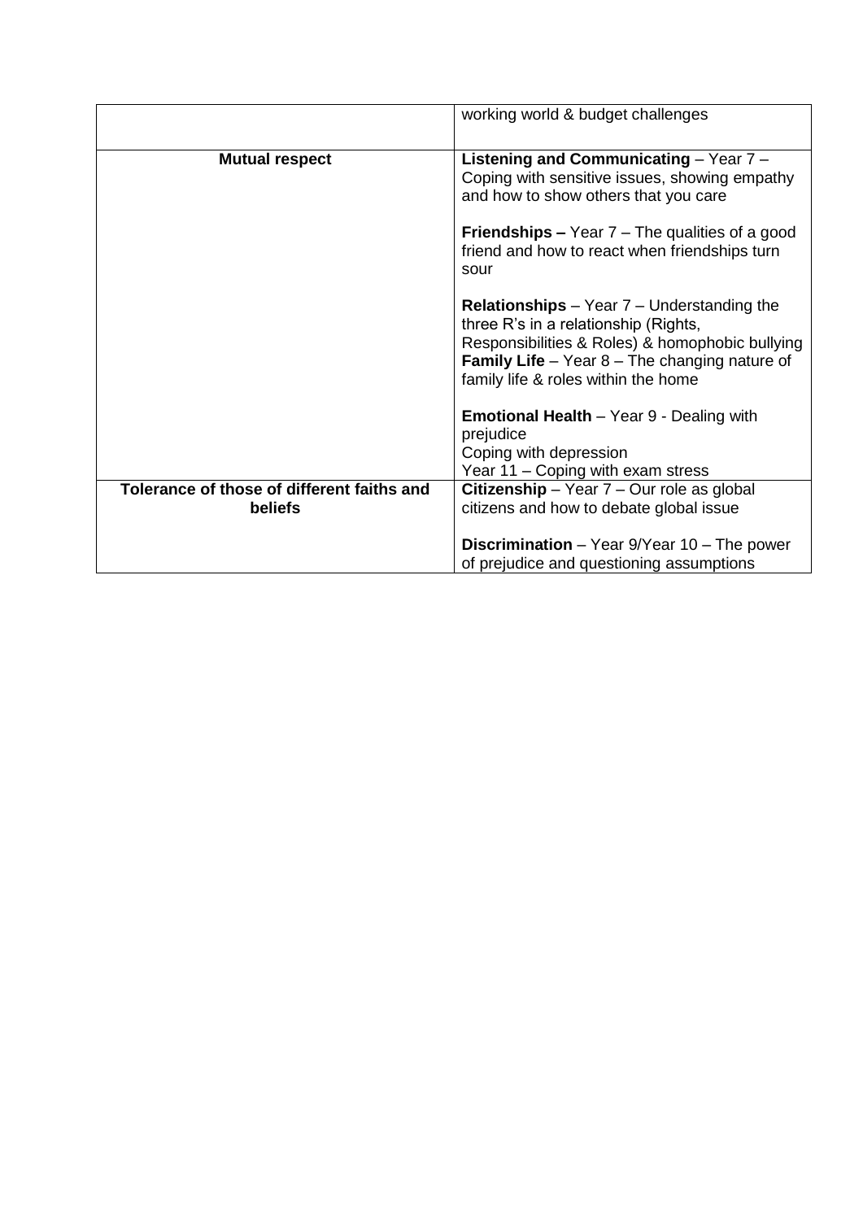| | |
|---|---|
| | working world & budget challenges |
| **Mutual respect** | **Listening and Communicating** – Year 7 – Coping with sensitive issues, showing empathy and how to show others that you care<br><br>**Friendships –** Year 7 – The qualities of a good friend and how to react when friendships turn sour<br><br>**Relationships** – Year 7 – Understanding the three R's in a relationship (Rights, Responsibilities & Roles) & homophobic bullying<br>**Family Life** – Year 8 – The changing nature of family life & roles within the home<br><br>**Emotional Health** – Year 9 - Dealing with prejudice<br>Coping with depression<br>Year 11 – Coping with exam stress |
| **Tolerance of those of different faiths and beliefs** | **Citizenship** – Year 7 – Our role as global citizens and how to debate global issue<br><br>**Discrimination** – Year 9/Year 10 – The power of prejudice and questioning assumptions |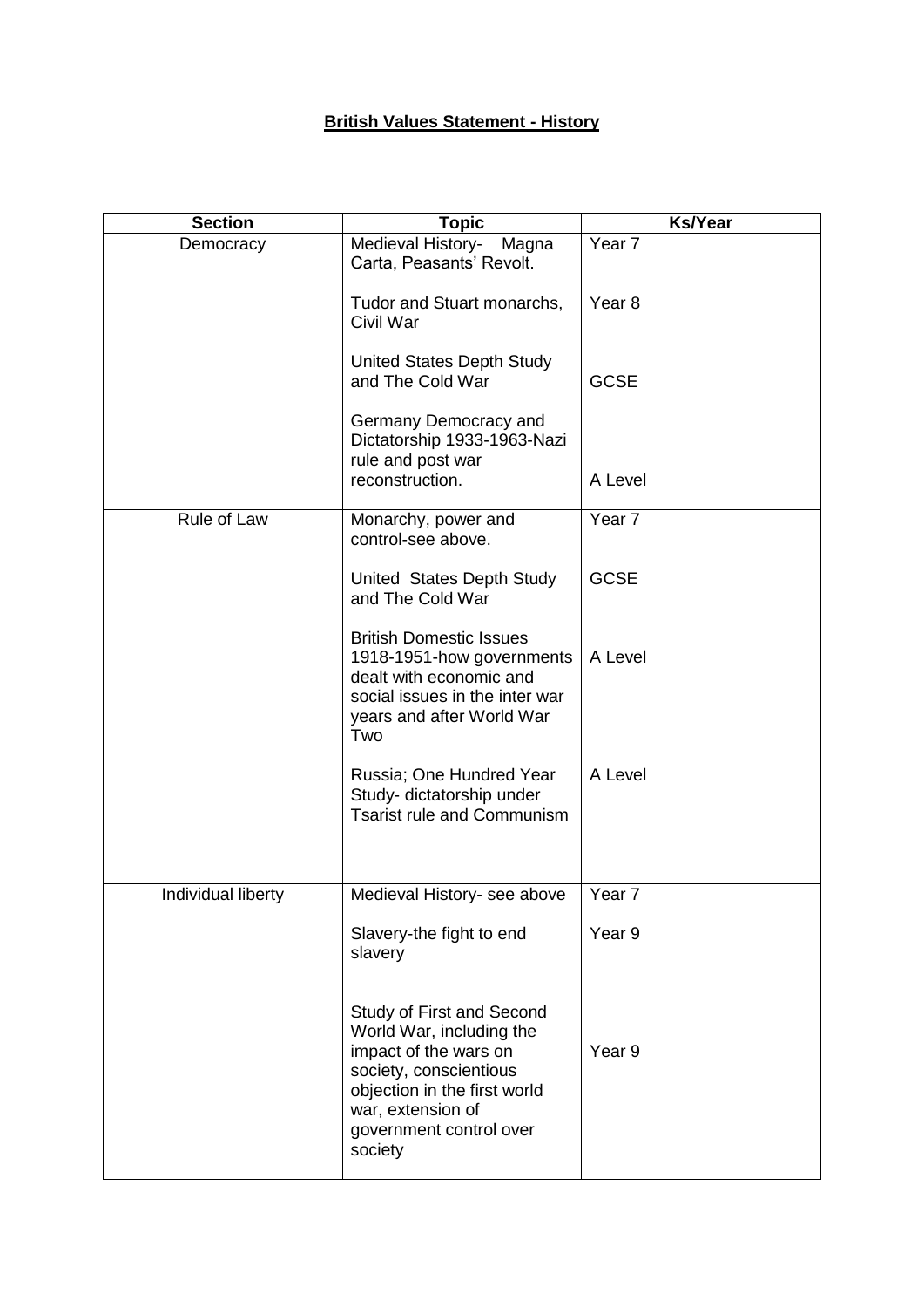**British Values Statement - History**

| Section | Topic | Ks/Year |
|---|---|---|
| Democracy | Medieval History- Magna Carta, Peasants' Revolt. | Year 7 |
| | Tudor and Stuart monarchs, Civil War | Year 8 |
| | United States Depth Study and The Cold War | GCSE |
| | Germany Democracy and Dictatorship 1933-1963-Nazi rule and post war reconstruction. | A Level |
| Rule of Law | Monarchy, power and control-see above. | Year 7 |
| | United States Depth Study and The Cold War | GCSE |
| | British Domestic Issues 1918-1951-how governments dealt with economic and social issues in the inter war years and after World War Two | A Level |
| | Russia; One Hundred Year Study- dictatorship under Tsarist rule and Communism | A Level |
| Individual liberty | Medieval History- see above | Year 7 |
| | Slavery-the fight to end slavery | Year 9 |
| | Study of First and Second World War, including the impact of the wars on society, conscientious objection in the first world war, extension of government control over society | Year 9 |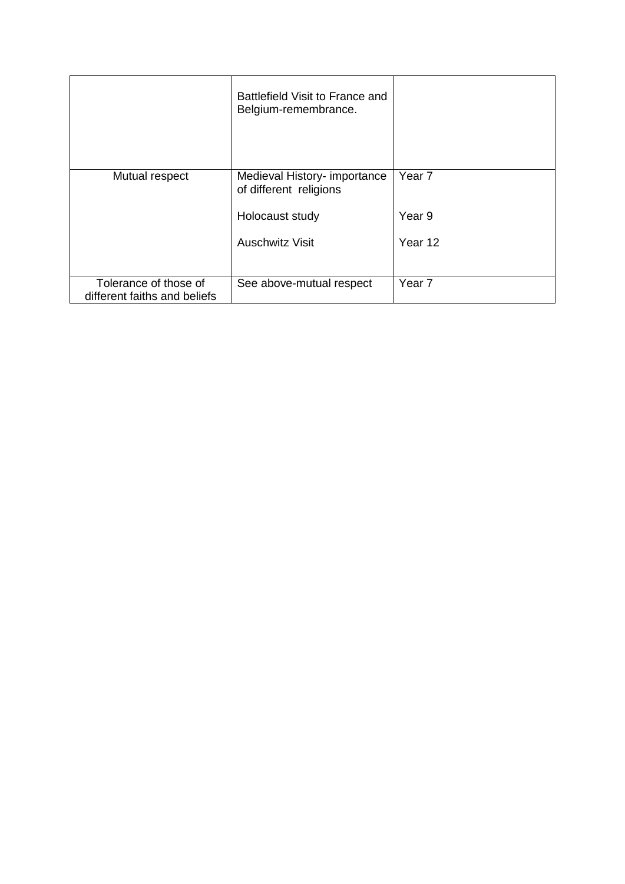| | | |
|---|---|---|
| | Battlefield Visit to France and Belgium-remembrance. | |
| Mutual respect | Medieval History- importance of different religions<br><br>Holocaust study<br><br>Auschwitz Visit | Year 7<br><br>Year 9<br><br>Year 12 |
| Tolerance of those of different faiths and beliefs | See above-mutual respect | Year 7 |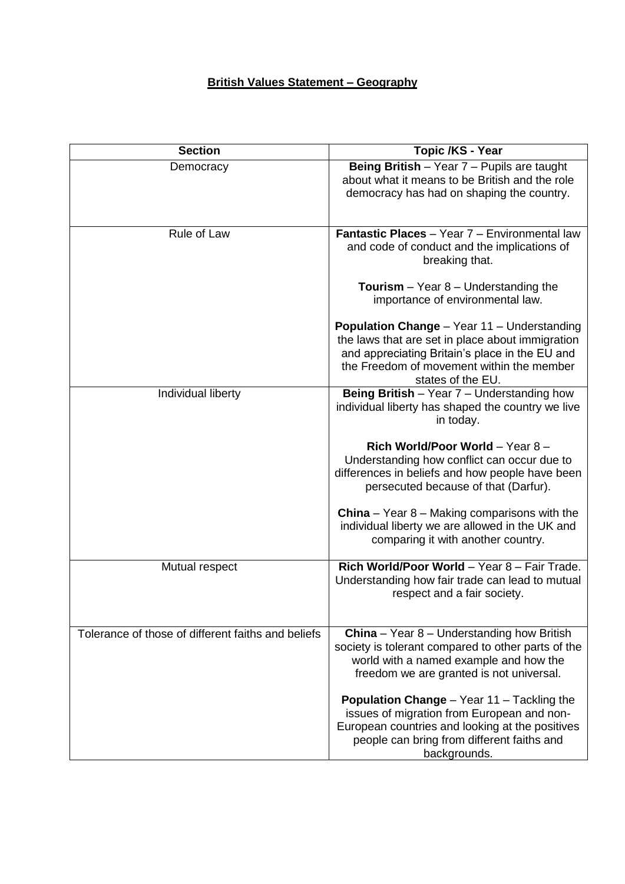**British Values Statement – Geography**

| Section | Topic /KS - Year |
|---|---|
| Democracy | **Being British** – Year 7 – Pupils are taught about what it means to be British and the role democracy has had on shaping the country. |
| Rule of Law | **Fantastic Places** – Year 7 – Environmental law and code of conduct and the implications of breaking that.<br><br>**Tourism** – Year 8 – Understanding the importance of environmental law.<br><br>**Population Change** – Year 11 – Understanding the laws that are set in place about immigration and appreciating Britain's place in the EU and the Freedom of movement within the member states of the EU. |
| Individual liberty | **Being British** – Year 7 – Understanding how individual liberty has shaped the country we live in today.<br><br>**Rich World/Poor World** – Year 8 – Understanding how conflict can occur due to differences in beliefs and how people have been persecuted because of that (Darfur).<br><br>**China** – Year 8 – Making comparisons with the individual liberty we are allowed in the UK and comparing it with another country. |
| Mutual respect | **Rich World/Poor World** – Year 8 – Fair Trade. Understanding how fair trade can lead to mutual respect and a fair society. |
| Tolerance of those of different faiths and beliefs | **China** – Year 8 – Understanding how British society is tolerant compared to other parts of the world with a named example and how the freedom we are granted is not universal.<br><br>**Population Change** – Year 11 – Tackling the issues of migration from European and non-European countries and looking at the positives people can bring from different faiths and backgrounds. |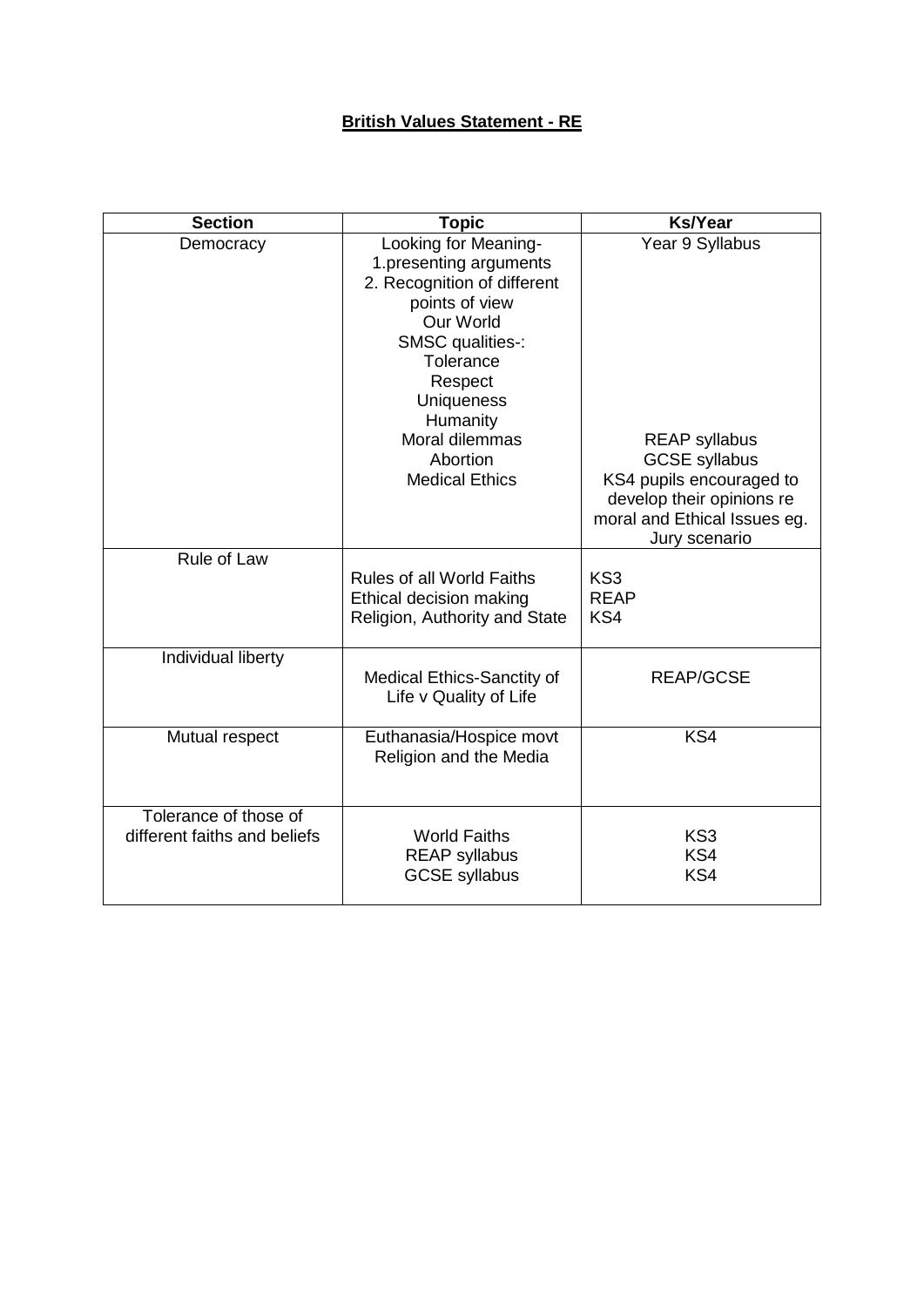**British Values Statement - RE**

| Section | Topic | Ks/Year |
|---|---|---|
| Democracy | Looking for Meaning-<br>1.presenting arguments<br>2. Recognition of different points of view<br>Our World<br>SMSC qualities-:<br>Tolerance<br>Respect<br>Uniqueness<br>Humanity<br>Moral dilemmas<br>Abortion<br>Medical Ethics | Year 9 Syllabus<br><br><br><br><br><br><br><br><br>REAP syllabus<br>GCSE syllabus<br>KS4 pupils encouraged to develop their opinions re moral and Ethical Issues eg. Jury scenario |
| Rule of Law | Rules of all World Faiths<br>Ethical decision making<br>Religion, Authority and State | KS3<br>REAP<br>KS4 |
| Individual liberty | Medical Ethics-Sanctity of Life v Quality of Life | REAP/GCSE |
| Mutual respect | Euthanasia/Hospice movt<br>Religion and the Media | KS4 |
| Tolerance of those of different faiths and beliefs | World Faiths<br>REAP syllabus<br>GCSE syllabus | KS3<br>KS4<br>KS4 |